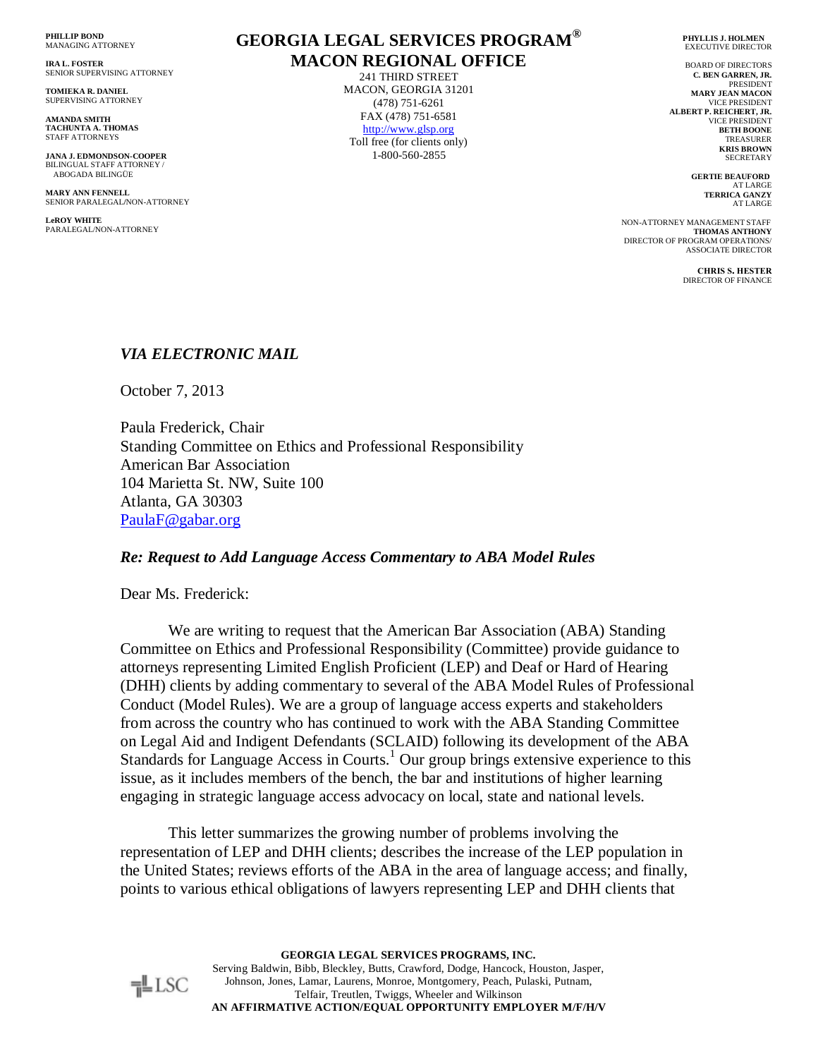PHILLIP BOND
MANAGING ATTORNEY

IRA L. FOSTER
SENIOR SUPERVISING ATTORNEY

TOMIEKA R. DANIEL
SUPERVISING ATTORNEY

AMANDA SMITH
TACHUNTA A. THOMAS
STAFF ATTORNEYS

JANA J. EDMONDSON-COOPER
BILINGUAL STAFF ATTORNEY / ABOGADA BILINGÜE

MARY ANN FENNELL
SENIOR PARALEGAL/NON-ATTORNEY

LeROY WHITE
PARALEGAL/NON-ATTORNEY

# GEORGIA LEGAL SERVICES PROGRAM®
## MACON REGIONAL OFFICE

241 THIRD STREET
MACON, GEORGIA 31201
(478) 751-6261
FAX (478) 751-6581
http://www.glsp.org
Toll free (for clients only)
1-800-560-2855

PHYLLIS J. HOLMEN
EXECUTIVE DIRECTOR

BOARD OF DIRECTORS
C. BEN GARREN, JR.
PRESIDENT
MARY JEAN MACON
VICE PRESIDENT
ALBERT P. REICHERT, JR.
VICE PRESIDENT
BETH BOONE
TREASURER
KRIS BROWN
SECRETARY

GERTIE BEAUFORD
AT LARGE
TERRICA GANZY
AT LARGE

NON-ATTORNEY MANAGEMENT STAFF
THOMAS ANTHONY
DIRECTOR OF PROGRAM OPERATIONS/ ASSOCIATE DIRECTOR

CHRIS S. HESTER
DIRECTOR OF FINANCE

*VIA ELECTRONIC MAIL*

October 7, 2013

Paula Frederick, Chair
Standing Committee on Ethics and Professional Responsibility
American Bar Association
104 Marietta St. NW, Suite 100
Atlanta, GA 30303
PaulaF@gabar.org

***Re: Request to Add Language Access Commentary to ABA Model Rules***

Dear Ms. Frederick:

We are writing to request that the American Bar Association (ABA) Standing Committee on Ethics and Professional Responsibility (Committee) provide guidance to attorneys representing Limited English Proficient (LEP) and Deaf or Hard of Hearing (DHH) clients by adding commentary to several of the ABA Model Rules of Professional Conduct (Model Rules). We are a group of language access experts and stakeholders from across the country who has continued to work with the ABA Standing Committee on Legal Aid and Indigent Defendants (SCLAID) following its development of the ABA Standards for Language Access in Courts.[1] Our group brings extensive experience to this issue, as it includes members of the bench, the bar and institutions of higher learning engaging in strategic language access advocacy on local, state and national levels.

This letter summarizes the growing number of problems involving the representation of LEP and DHH clients; describes the increase of the LEP population in the United States; reviews efforts of the ABA in the area of language access; and finally, points to various ethical obligations of lawyers representing LEP and DHH clients that

**GEORGIA LEGAL SERVICES PROGRAMS, INC.**
Serving Baldwin, Bibb, Bleckley, Butts, Crawford, Dodge, Hancock, Houston, Jasper, Johnson, Jones, Lamar, Laurens, Monroe, Montgomery, Peach, Pulaski, Putnam, Telfair, Treutlen, Twiggs, Wheeler and Wilkinson
**AN AFFIRMATIVE ACTION/EQUAL OPPORTUNITY EMPLOYER M/F/H/V**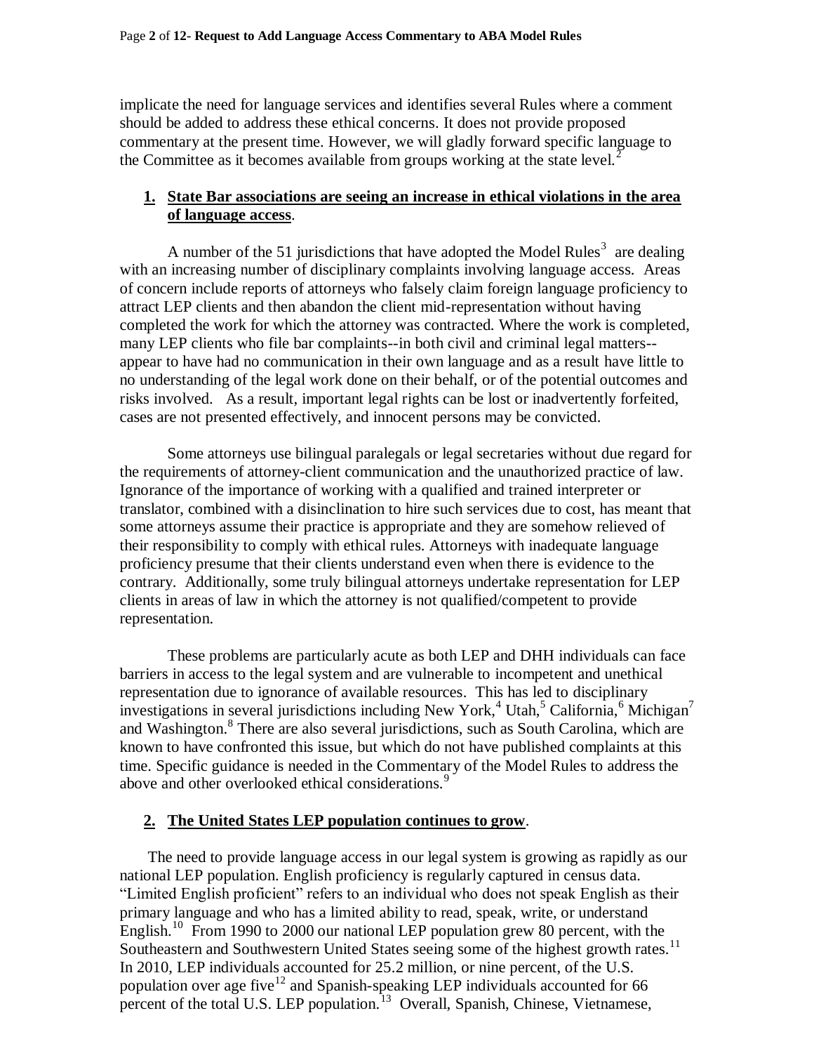implicate the need for language services and identifies several Rules where a comment should be added to address these ethical concerns. It does not provide proposed commentary at the present time. However, we will gladly forward specific language to the Committee as it becomes available from groups working at the state level.[2]

1. **State Bar associations are seeing an increase in ethical violations in the area of language access**.

A number of the 51 jurisdictions that have adopted the Model Rules[3] are dealing with an increasing number of disciplinary complaints involving language access. Areas of concern include reports of attorneys who falsely claim foreign language proficiency to attract LEP clients and then abandon the client mid-representation without having completed the work for which the attorney was contracted. Where the work is completed, many LEP clients who file bar complaints--in both civil and criminal legal matters--appear to have had no communication in their own language and as a result have little to no understanding of the legal work done on their behalf, or of the potential outcomes and risks involved. As a result, important legal rights can be lost or inadvertently forfeited, cases are not presented effectively, and innocent persons may be convicted.

Some attorneys use bilingual paralegals or legal secretaries without due regard for the requirements of attorney-client communication and the unauthorized practice of law. Ignorance of the importance of working with a qualified and trained interpreter or translator, combined with a disinclination to hire such services due to cost, has meant that some attorneys assume their practice is appropriate and they are somehow relieved of their responsibility to comply with ethical rules. Attorneys with inadequate language proficiency presume that their clients understand even when there is evidence to the contrary. Additionally, some truly bilingual attorneys undertake representation for LEP clients in areas of law in which the attorney is not qualified/competent to provide representation.

These problems are particularly acute as both LEP and DHH individuals can face barriers in access to the legal system and are vulnerable to incompetent and unethical representation due to ignorance of available resources. This has led to disciplinary investigations in several jurisdictions including New York,[4] Utah,[5] California,[6] Michigan[7] and Washington.[8] There are also several jurisdictions, such as South Carolina, which are known to have confronted this issue, but which do not have published complaints at this time. Specific guidance is needed in the Commentary of the Model Rules to address the above and other overlooked ethical considerations.[9]

2. **The United States LEP population continues to grow**.

The need to provide language access in our legal system is growing as rapidly as our national LEP population. English proficiency is regularly captured in census data. "Limited English proficient" refers to an individual who does not speak English as their primary language and who has a limited ability to read, speak, write, or understand English.[10] From 1990 to 2000 our national LEP population grew 80 percent, with the Southeastern and Southwestern United States seeing some of the highest growth rates.[11] In 2010, LEP individuals accounted for 25.2 million, or nine percent, of the U.S. population over age five[12] and Spanish-speaking LEP individuals accounted for 66 percent of the total U.S. LEP population.[13] Overall, Spanish, Chinese, Vietnamese,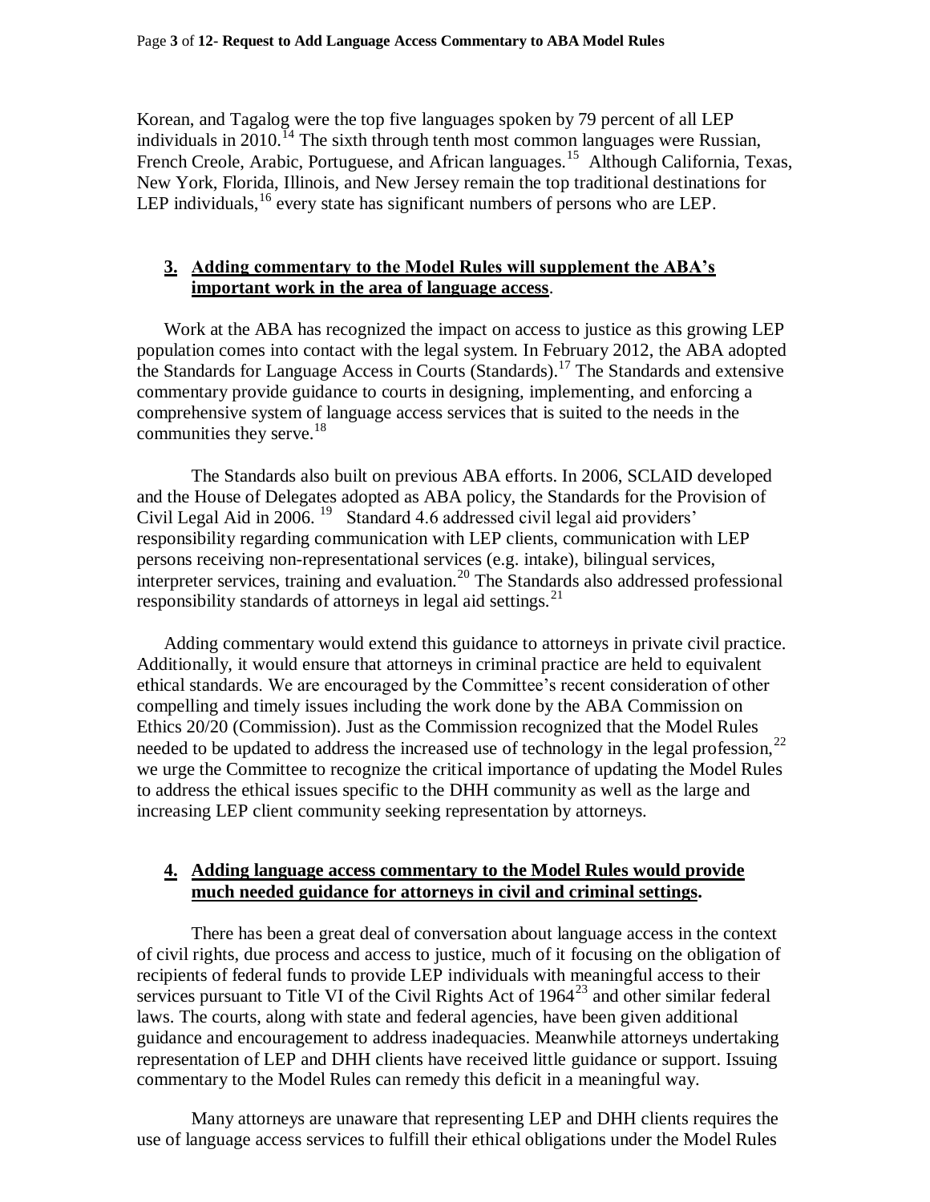Korean, and Tagalog were the top five languages spoken by 79 percent of all LEP individuals in 2010.[14] The sixth through tenth most common languages were Russian, French Creole, Arabic, Portuguese, and African languages.[15] Although California, Texas, New York, Florida, Illinois, and New Jersey remain the top traditional destinations for LEP individuals,[16] every state has significant numbers of persons who are LEP.

## 3. Adding commentary to the Model Rules will supplement the ABA's important work in the area of language access.

Work at the ABA has recognized the impact on access to justice as this growing LEP population comes into contact with the legal system. In February 2012, the ABA adopted the Standards for Language Access in Courts (Standards).[17] The Standards and extensive commentary provide guidance to courts in designing, implementing, and enforcing a comprehensive system of language access services that is suited to the needs in the communities they serve.[18]

The Standards also built on previous ABA efforts. In 2006, SCLAID developed and the House of Delegates adopted as ABA policy, the Standards for the Provision of Civil Legal Aid in 2006.[19] Standard 4.6 addressed civil legal aid providers' responsibility regarding communication with LEP clients, communication with LEP persons receiving non-representational services (e.g. intake), bilingual services, interpreter services, training and evaluation.[20] The Standards also addressed professional responsibility standards of attorneys in legal aid settings.[21]

Adding commentary would extend this guidance to attorneys in private civil practice. Additionally, it would ensure that attorneys in criminal practice are held to equivalent ethical standards. We are encouraged by the Committee's recent consideration of other compelling and timely issues including the work done by the ABA Commission on Ethics 20/20 (Commission). Just as the Commission recognized that the Model Rules needed to be updated to address the increased use of technology in the legal profession,[22] we urge the Committee to recognize the critical importance of updating the Model Rules to address the ethical issues specific to the DHH community as well as the large and increasing LEP client community seeking representation by attorneys.

## 4. Adding language access commentary to the Model Rules would provide much needed guidance for attorneys in civil and criminal settings.

There has been a great deal of conversation about language access in the context of civil rights, due process and access to justice, much of it focusing on the obligation of recipients of federal funds to provide LEP individuals with meaningful access to their services pursuant to Title VI of the Civil Rights Act of 1964[23] and other similar federal laws. The courts, along with state and federal agencies, have been given additional guidance and encouragement to address inadequacies. Meanwhile attorneys undertaking representation of LEP and DHH clients have received little guidance or support. Issuing commentary to the Model Rules can remedy this deficit in a meaningful way.

Many attorneys are unaware that representing LEP and DHH clients requires the use of language access services to fulfill their ethical obligations under the Model Rules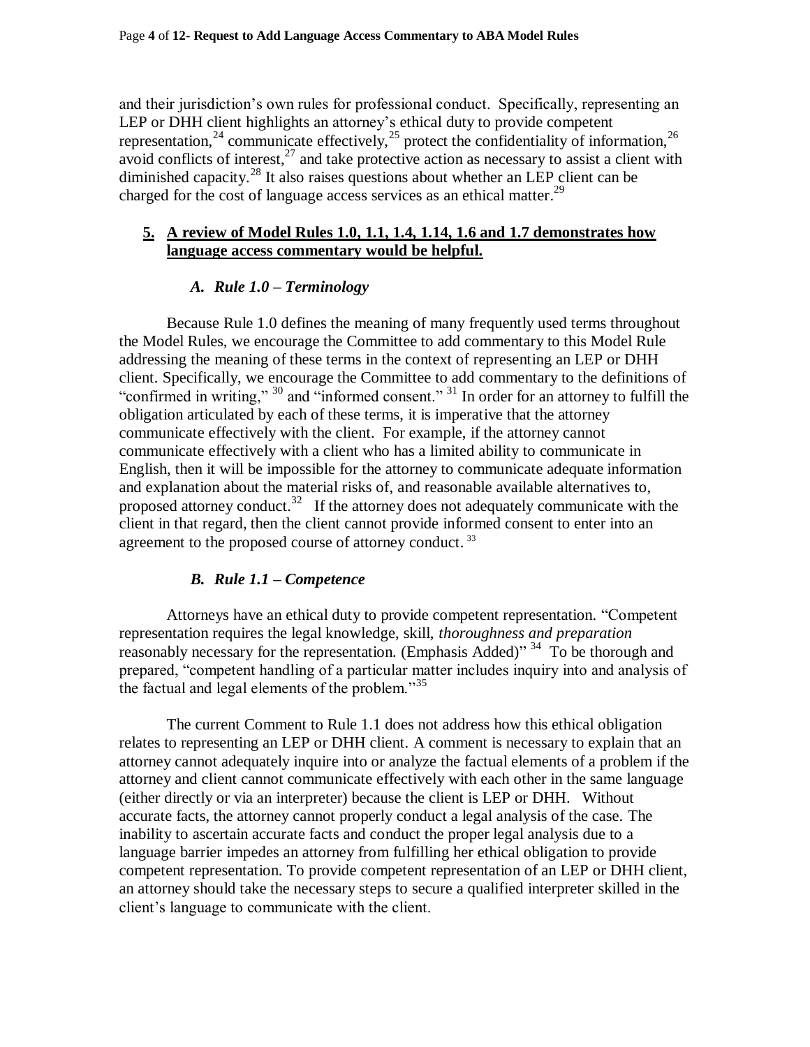and their jurisdiction's own rules for professional conduct. Specifically, representing an LEP or DHH client highlights an attorney's ethical duty to provide competent representation,[24] communicate effectively,[25] protect the confidentiality of information,[26] avoid conflicts of interest,[27] and take protective action as necessary to assist a client with diminished capacity.[28] It also raises questions about whether an LEP client can be charged for the cost of language access services as an ethical matter.[29]

## **5. A review of Model Rules 1.0, 1.1, 1.4, 1.14, 1.6 and 1.7 demonstrates how language access commentary would be helpful.**

### *A. Rule 1.0 – Terminology*

Because Rule 1.0 defines the meaning of many frequently used terms throughout the Model Rules, we encourage the Committee to add commentary to this Model Rule addressing the meaning of these terms in the context of representing an LEP or DHH client. Specifically, we encourage the Committee to add commentary to the definitions of "confirmed in writing," [30] and "informed consent." [31] In order for an attorney to fulfill the obligation articulated by each of these terms, it is imperative that the attorney communicate effectively with the client. For example, if the attorney cannot communicate effectively with a client who has a limited ability to communicate in English, then it will be impossible for the attorney to communicate adequate information and explanation about the material risks of, and reasonable available alternatives to, proposed attorney conduct.[32] If the attorney does not adequately communicate with the client in that regard, then the client cannot provide informed consent to enter into an agreement to the proposed course of attorney conduct. [33]

### *B. Rule 1.1 – Competence*

Attorneys have an ethical duty to provide competent representation. "Competent representation requires the legal knowledge, skill, *thoroughness and preparation* reasonably necessary for the representation. (Emphasis Added)" [34] To be thorough and prepared, "competent handling of a particular matter includes inquiry into and analysis of the factual and legal elements of the problem."[35]

The current Comment to Rule 1.1 does not address how this ethical obligation relates to representing an LEP or DHH client. A comment is necessary to explain that an attorney cannot adequately inquire into or analyze the factual elements of a problem if the attorney and client cannot communicate effectively with each other in the same language (either directly or via an interpreter) because the client is LEP or DHH. Without accurate facts, the attorney cannot properly conduct a legal analysis of the case. The inability to ascertain accurate facts and conduct the proper legal analysis due to a language barrier impedes an attorney from fulfilling her ethical obligation to provide competent representation. To provide competent representation of an LEP or DHH client, an attorney should take the necessary steps to secure a qualified interpreter skilled in the client's language to communicate with the client.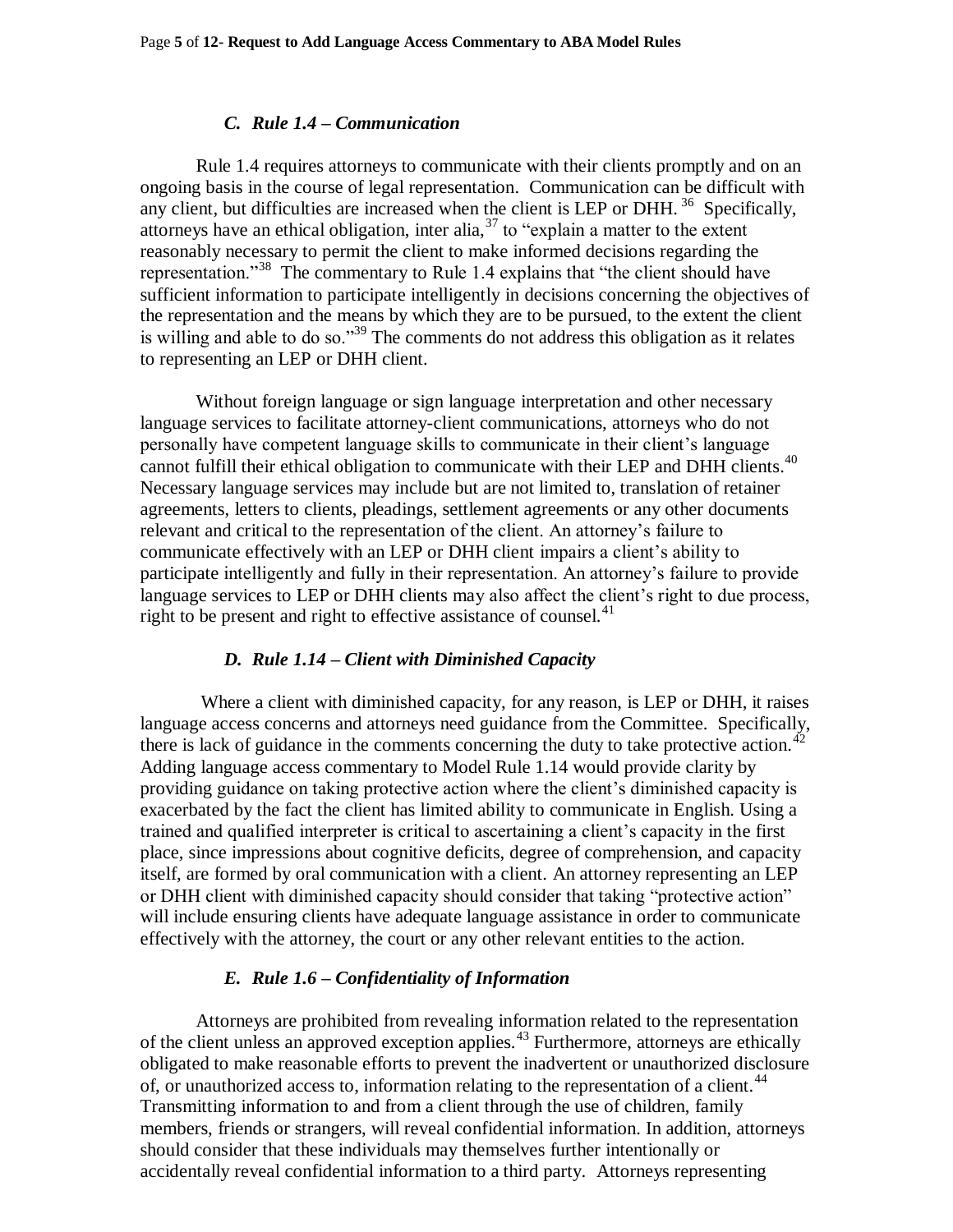### *C. Rule 1.4 – Communication*

Rule 1.4 requires attorneys to communicate with their clients promptly and on an ongoing basis in the course of legal representation. Communication can be difficult with any client, but difficulties are increased when the client is LEP or DHH.[36] Specifically, attorneys have an ethical obligation, inter alia,[37] to "explain a matter to the extent reasonably necessary to permit the client to make informed decisions regarding the representation."[38] The commentary to Rule 1.4 explains that "the client should have sufficient information to participate intelligently in decisions concerning the objectives of the representation and the means by which they are to be pursued, to the extent the client is willing and able to do so."[39] The comments do not address this obligation as it relates to representing an LEP or DHH client.

Without foreign language or sign language interpretation and other necessary language services to facilitate attorney-client communications, attorneys who do not personally have competent language skills to communicate in their client's language cannot fulfill their ethical obligation to communicate with their LEP and DHH clients.[40] Necessary language services may include but are not limited to, translation of retainer agreements, letters to clients, pleadings, settlement agreements or any other documents relevant and critical to the representation of the client. An attorney's failure to communicate effectively with an LEP or DHH client impairs a client's ability to participate intelligently and fully in their representation. An attorney's failure to provide language services to LEP or DHH clients may also affect the client's right to due process, right to be present and right to effective assistance of counsel.[41]

### *D. Rule 1.14 – Client with Diminished Capacity*

Where a client with diminished capacity, for any reason, is LEP or DHH, it raises language access concerns and attorneys need guidance from the Committee. Specifically, there is lack of guidance in the comments concerning the duty to take protective action.[42] Adding language access commentary to Model Rule 1.14 would provide clarity by providing guidance on taking protective action where the client's diminished capacity is exacerbated by the fact the client has limited ability to communicate in English. Using a trained and qualified interpreter is critical to ascertaining a client's capacity in the first place, since impressions about cognitive deficits, degree of comprehension, and capacity itself, are formed by oral communication with a client. An attorney representing an LEP or DHH client with diminished capacity should consider that taking "protective action" will include ensuring clients have adequate language assistance in order to communicate effectively with the attorney, the court or any other relevant entities to the action.

### *E. Rule 1.6 – Confidentiality of Information*

Attorneys are prohibited from revealing information related to the representation of the client unless an approved exception applies.[43] Furthermore, attorneys are ethically obligated to make reasonable efforts to prevent the inadvertent or unauthorized disclosure of, or unauthorized access to, information relating to the representation of a client.[44] Transmitting information to and from a client through the use of children, family members, friends or strangers, will reveal confidential information. In addition, attorneys should consider that these individuals may themselves further intentionally or accidentally reveal confidential information to a third party. Attorneys representing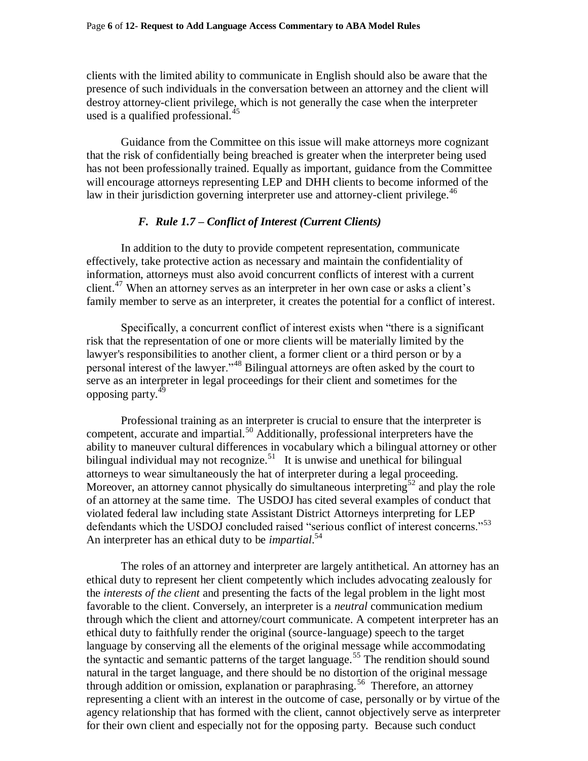clients with the limited ability to communicate in English should also be aware that the presence of such individuals in the conversation between an attorney and the client will destroy attorney-client privilege, which is not generally the case when the interpreter used is a qualified professional.[45]

Guidance from the Committee on this issue will make attorneys more cognizant that the risk of confidentially being breached is greater when the interpreter being used has not been professionally trained. Equally as important, guidance from the Committee will encourage attorneys representing LEP and DHH clients to become informed of the law in their jurisdiction governing interpreter use and attorney-client privilege.[46]

### *F. Rule 1.7 – Conflict of Interest (Current Clients)*

In addition to the duty to provide competent representation, communicate effectively, take protective action as necessary and maintain the confidentiality of information, attorneys must also avoid concurrent conflicts of interest with a current client.[47] When an attorney serves as an interpreter in her own case or asks a client's family member to serve as an interpreter, it creates the potential for a conflict of interest.

Specifically, a concurrent conflict of interest exists when "there is a significant risk that the representation of one or more clients will be materially limited by the lawyer's responsibilities to another client, a former client or a third person or by a personal interest of the lawyer."[48] Bilingual attorneys are often asked by the court to serve as an interpreter in legal proceedings for their client and sometimes for the opposing party.[49]

Professional training as an interpreter is crucial to ensure that the interpreter is competent, accurate and impartial.[50] Additionally, professional interpreters have the ability to maneuver cultural differences in vocabulary which a bilingual attorney or other bilingual individual may not recognize.[51] It is unwise and unethical for bilingual attorneys to wear simultaneously the hat of interpreter during a legal proceeding. Moreover, an attorney cannot physically do simultaneous interpreting[52] and play the role of an attorney at the same time. The USDOJ has cited several examples of conduct that violated federal law including state Assistant District Attorneys interpreting for LEP defendants which the USDOJ concluded raised "serious conflict of interest concerns."[53] An interpreter has an ethical duty to be *impartial*.[54]

The roles of an attorney and interpreter are largely antithetical. An attorney has an ethical duty to represent her client competently which includes advocating zealously for the *interests of the client* and presenting the facts of the legal problem in the light most favorable to the client. Conversely, an interpreter is a *neutral* communication medium through which the client and attorney/court communicate. A competent interpreter has an ethical duty to faithfully render the original (source-language) speech to the target language by conserving all the elements of the original message while accommodating the syntactic and semantic patterns of the target language.[55] The rendition should sound natural in the target language, and there should be no distortion of the original message through addition or omission, explanation or paraphrasing.[56] Therefore, an attorney representing a client with an interest in the outcome of case, personally or by virtue of the agency relationship that has formed with the client, cannot objectively serve as interpreter for their own client and especially not for the opposing party. Because such conduct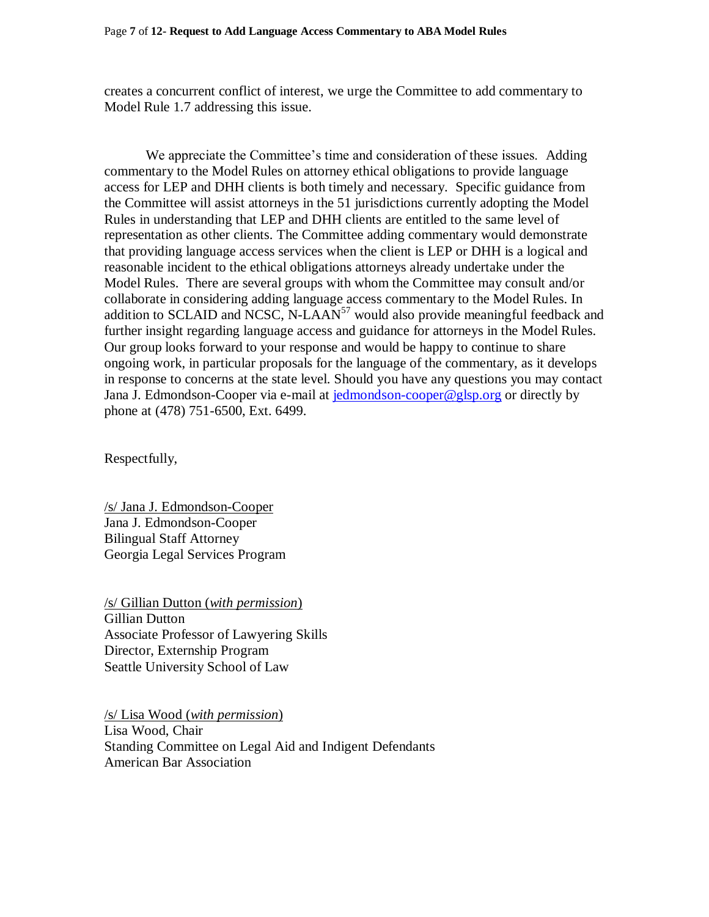creates a concurrent conflict of interest, we urge the Committee to add commentary to Model Rule 1.7 addressing this issue.

We appreciate the Committee's time and consideration of these issues. Adding commentary to the Model Rules on attorney ethical obligations to provide language access for LEP and DHH clients is both timely and necessary. Specific guidance from the Committee will assist attorneys in the 51 jurisdictions currently adopting the Model Rules in understanding that LEP and DHH clients are entitled to the same level of representation as other clients. The Committee adding commentary would demonstrate that providing language access services when the client is LEP or DHH is a logical and reasonable incident to the ethical obligations attorneys already undertake under the Model Rules. There are several groups with whom the Committee may consult and/or collaborate in considering adding language access commentary to the Model Rules. In addition to SCLAID and NCSC, N-LAAN[57] would also provide meaningful feedback and further insight regarding language access and guidance for attorneys in the Model Rules. Our group looks forward to your response and would be happy to continue to share ongoing work, in particular proposals for the language of the commentary, as it develops in response to concerns at the state level. Should you have any questions you may contact Jana J. Edmondson-Cooper via e-mail at jedmondson-cooper@glsp.org or directly by phone at (478) 751-6500, Ext. 6499.

Respectfully,

/s/ Jana J. Edmondson-Cooper
Jana J. Edmondson-Cooper
Bilingual Staff Attorney
Georgia Legal Services Program

/s/ Gillian Dutton (*with permission*)
Gillian Dutton
Associate Professor of Lawyering Skills
Director, Externship Program
Seattle University School of Law

/s/ Lisa Wood (*with permission*)
Lisa Wood, Chair
Standing Committee on Legal Aid and Indigent Defendants
American Bar Association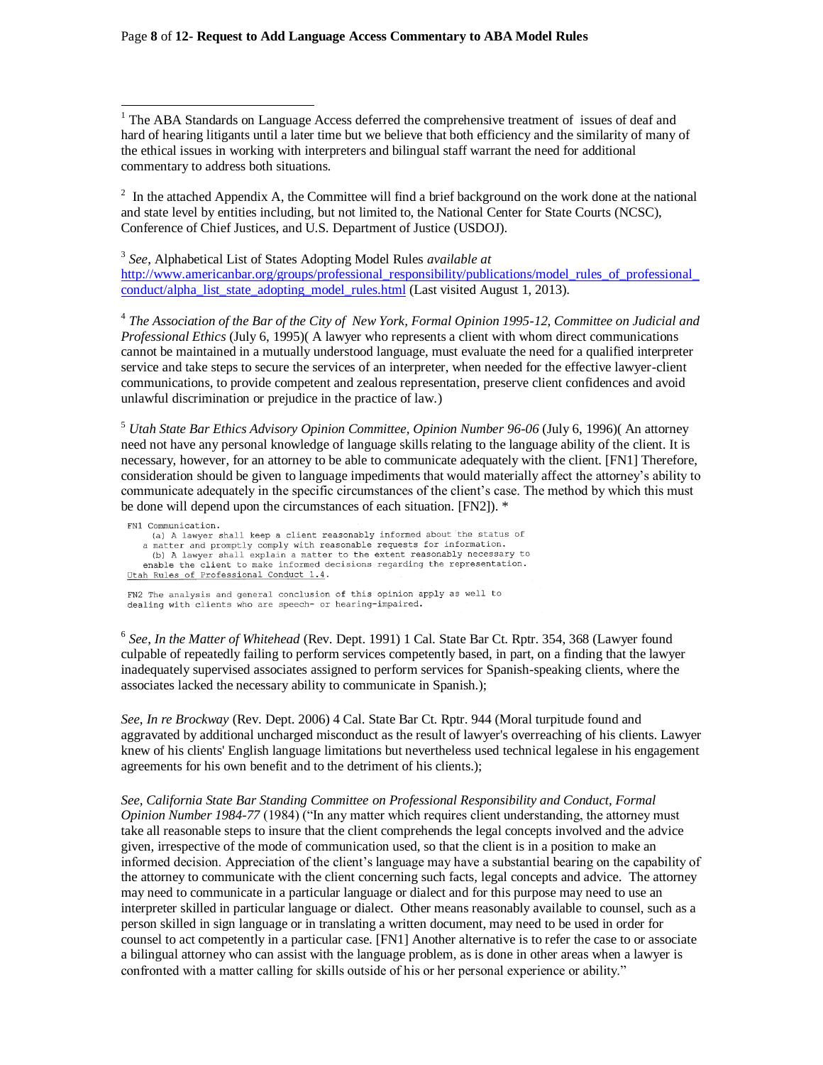[1] The ABA Standards on Language Access deferred the comprehensive treatment of issues of deaf and hard of hearing litigants until a later time but we believe that both efficiency and the similarity of many of the ethical issues in working with interpreters and bilingual staff warrant the need for additional commentary to address both situations.

[2] In the attached Appendix A, the Committee will find a brief background on the work done at the national and state level by entities including, but not limited to, the National Center for State Courts (NCSC), Conference of Chief Justices, and U.S. Department of Justice (USDOJ).

[3] *See*, Alphabetical List of States Adopting Model Rules *available at* http://www.americanbar.org/groups/professional_responsibility/publications/model_rules_of_professional_conduct/alpha_list_state_adopting_model_rules.html (Last visited August 1, 2013).

[4] *The Association of the Bar of the City of New York, Formal Opinion 1995-12, Committee on Judicial and Professional Ethics* (July 6, 1995)( A lawyer who represents a client with whom direct communications cannot be maintained in a mutually understood language, must evaluate the need for a qualified interpreter service and take steps to secure the services of an interpreter, when needed for the effective lawyer-client communications, to provide competent and zealous representation, preserve client confidences and avoid unlawful discrimination or prejudice in the practice of law.)

[5] *Utah State Bar Ethics Advisory Opinion Committee, Opinion Number 96-06* (July 6, 1996)( An attorney need not have any personal knowledge of language skills relating to the language ability of the client. It is necessary, however, for an attorney to be able to communicate adequately with the client. [FN1] Therefore, consideration should be given to language impediments that would materially affect the attorney's ability to communicate adequately in the specific circumstances of the client's case. The method by which this must be done will depend upon the circumstances of each situation. [FN2]). *

FN1 Communication.
(a) A lawyer shall keep a client reasonably informed about the status of a matter and promptly comply with reasonable requests for information.
(b) A lawyer shall explain a matter to the extent reasonably necessary to enable the client to make informed decisions regarding the representation.
Utah Rules of Professional Conduct 1.4.

FN2 The analysis and general conclusion of this opinion apply as well to dealing with clients who are speech- or hearing-impaired.

[6] *See*, *In the Matter of Whitehead* (Rev. Dept. 1991) 1 Cal. State Bar Ct. Rptr. 354, 368 (Lawyer found culpable of repeatedly failing to perform services competently based, in part, on a finding that the lawyer inadequately supervised associates assigned to perform services for Spanish-speaking clients, where the associates lacked the necessary ability to communicate in Spanish.);

*See*, *In re Brockway* (Rev. Dept. 2006) 4 Cal. State Bar Ct. Rptr. 944 (Moral turpitude found and aggravated by additional uncharged misconduct as the result of lawyer's overreaching of his clients. Lawyer knew of his clients' English language limitations but nevertheless used technical legalese in his engagement agreements for his own benefit and to the detriment of his clients.);

*See*, *California State Bar Standing Committee on Professional Responsibility and Conduct, Formal Opinion Number 1984-77* (1984) ("In any matter which requires client understanding, the attorney must take all reasonable steps to insure that the client comprehends the legal concepts involved and the advice given, irrespective of the mode of communication used, so that the client is in a position to make an informed decision. Appreciation of the client's language may have a substantial bearing on the capability of the attorney to communicate with the client concerning such facts, legal concepts and advice. The attorney may need to communicate in a particular language or dialect and for this purpose may need to use an interpreter skilled in particular language or dialect. Other means reasonably available to counsel, such as a person skilled in sign language or in translating a written document, may need to be used in order for counsel to act competently in a particular case. [FN1] Another alternative is to refer the case to or associate a bilingual attorney who can assist with the language problem, as is done in other areas when a lawyer is confronted with a matter calling for skills outside of his or her personal experience or ability."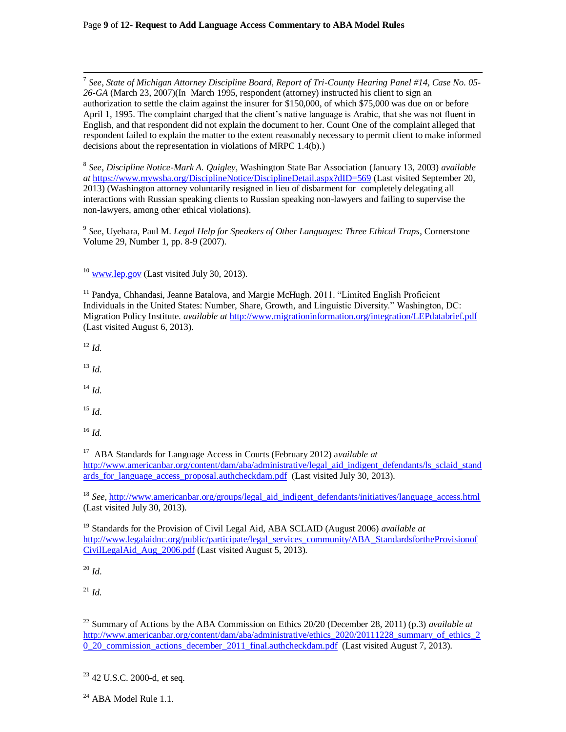[7] *See, State of Michigan Attorney Discipline Board, Report of Tri-County Hearing Panel #14, Case No. 05-26-GA* (March 23, 2007)(In March 1995, respondent (attorney) instructed his client to sign an authorization to settle the claim against the insurer for $150,000, of which $75,000 was due on or before April 1, 1995. The complaint charged that the client's native language is Arabic, that she was not fluent in English, and that respondent did not explain the document to her. Count One of the complaint alleged that respondent failed to explain the matter to the extent reasonably necessary to permit client to make informed decisions about the representation in violations of MRPC 1.4(b).)

[8] *See, Discipline Notice-Mark A. Quigley,* Washington State Bar Association (January 13, 2003) *available at* https://www.mywsba.org/DisciplineNotice/DisciplineDetail.aspx?dID=569 (Last visited September 20, 2013) (Washington attorney voluntarily resigned in lieu of disbarment for completely delegating all interactions with Russian speaking clients to Russian speaking non-lawyers and failing to supervise the non-lawyers, among other ethical violations).

[9] *See,* Uyehara, Paul M. *Legal Help for Speakers of Other Languages: Three Ethical Traps*, Cornerstone Volume 29, Number 1, pp. 8-9 (2007).

[10] www.lep.gov (Last visited July 30, 2013).

[11] Pandya, Chhandasi, Jeanne Batalova, and Margie McHugh. 2011. "Limited English Proficient Individuals in the United States: Number, Share, Growth, and Linguistic Diversity." Washington, DC: Migration Policy Institute. *available at* http://www.migrationinformation.org/integration/LEPdatabrief.pdf (Last visited August 6, 2013).

[12] *Id.*

[13] *Id.*

[14] *Id.*

[15] *Id*.

[16] *Id.*

[17] ABA Standards for Language Access in Courts (February 2012) a*vailable at* http://www.americanbar.org/content/dam/aba/administrative/legal_aid_indigent_defendants/ls_sclaid_standards_for_language_access_proposal.authcheckdam.pdf (Last visited July 30, 2013).

[18] *See,* http://www.americanbar.org/groups/legal_aid_indigent_defendants/initiatives/language_access.html (Last visited July 30, 2013).

[19] Standards for the Provision of Civil Legal Aid, ABA SCLAID (August 2006) *available at* http://www.legalaidnc.org/public/participate/legal_services_community/ABA_StandardsfortheProvisionofCivilLegalAid_Aug_2006.pdf (Last visited August 5, 2013).

[20] *Id*.

[21] *Id.*

[22] Summary of Actions by the ABA Commission on Ethics 20/20 (December 28, 2011) (p.3) *available at* http://www.americanbar.org/content/dam/aba/administrative/ethics_2020/20111228_summary_of_ethics_20_20_commission_actions_december_2011_final.authcheckdam.pdf (Last visited August 7, 2013).

[23] 42 U.S.C. 2000-d, et seq.

[24] ABA Model Rule 1.1.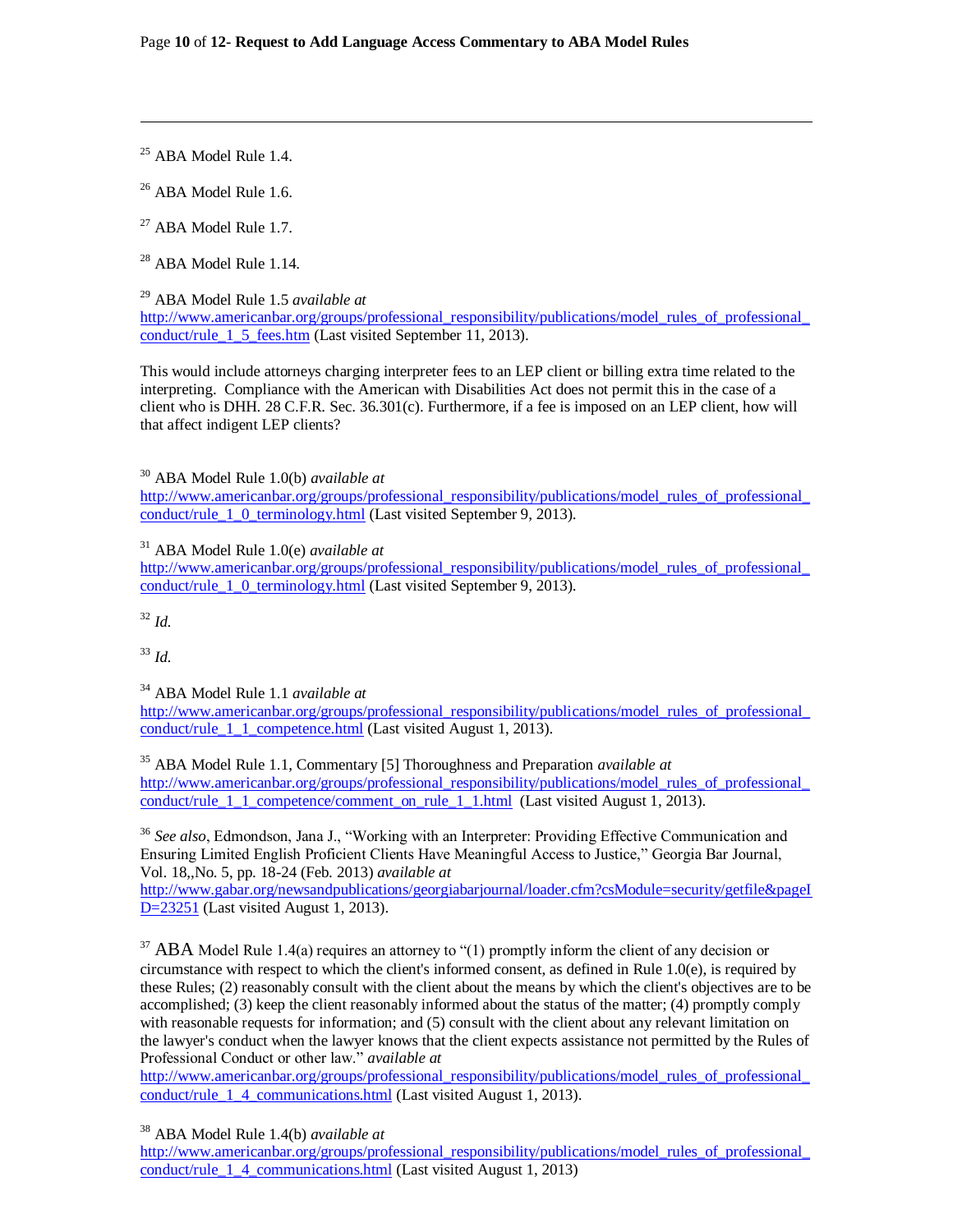[25] ABA Model Rule 1.4.

[26] ABA Model Rule 1.6.

[27] ABA Model Rule 1.7.

[28] ABA Model Rule 1.14.

[29] ABA Model Rule 1.5 *available at* http://www.americanbar.org/groups/professional_responsibility/publications/model_rules_of_professional_conduct/rule_1_5_fees.htm (Last visited September 11, 2013).

This would include attorneys charging interpreter fees to an LEP client or billing extra time related to the interpreting. Compliance with the American with Disabilities Act does not permit this in the case of a client who is DHH. 28 C.F.R. Sec. 36.301(c). Furthermore, if a fee is imposed on an LEP client, how will that affect indigent LEP clients?

[30] ABA Model Rule 1.0(b) *available at* http://www.americanbar.org/groups/professional_responsibility/publications/model_rules_of_professional_conduct/rule_1_0_terminology.html (Last visited September 9, 2013).

[31] ABA Model Rule 1.0(e) *available at* http://www.americanbar.org/groups/professional_responsibility/publications/model_rules_of_professional_conduct/rule_1_0_terminology.html (Last visited September 9, 2013).

[32] *Id.*

[33] *Id.*

[34] ABA Model Rule 1.1 *available at* http://www.americanbar.org/groups/professional_responsibility/publications/model_rules_of_professional_conduct/rule_1_1_competence.html (Last visited August 1, 2013).

[35] ABA Model Rule 1.1, Commentary [5] Thoroughness and Preparation *available at* http://www.americanbar.org/groups/professional_responsibility/publications/model_rules_of_professional_conduct/rule_1_1_competence/comment_on_rule_1_1.html (Last visited August 1, 2013).

[36] *See also*, Edmondson, Jana J., "Working with an Interpreter: Providing Effective Communication and Ensuring Limited English Proficient Clients Have Meaningful Access to Justice," Georgia Bar Journal, Vol. 18,,No. 5, pp. 18-24 (Feb. 2013) *available at* http://www.gabar.org/newsandpublications/georgiabarjournal/loader.cfm?csModule=security/getfile&pageID=23251 (Last visited August 1, 2013).

[37] ABA Model Rule 1.4(a) requires an attorney to "(1) promptly inform the client of any decision or circumstance with respect to which the client's informed consent, as defined in Rule 1.0(e), is required by these Rules; (2) reasonably consult with the client about the means by which the client's objectives are to be accomplished; (3) keep the client reasonably informed about the status of the matter; (4) promptly comply with reasonable requests for information; and (5) consult with the client about any relevant limitation on the lawyer's conduct when the lawyer knows that the client expects assistance not permitted by the Rules of Professional Conduct or other law." *available at* http://www.americanbar.org/groups/professional_responsibility/publications/model_rules_of_professional_conduct/rule_1_4_communications.html (Last visited August 1, 2013).

[38] ABA Model Rule 1.4(b) *available at* http://www.americanbar.org/groups/professional_responsibility/publications/model_rules_of_professional_conduct/rule_1_4_communications.html (Last visited August 1, 2013)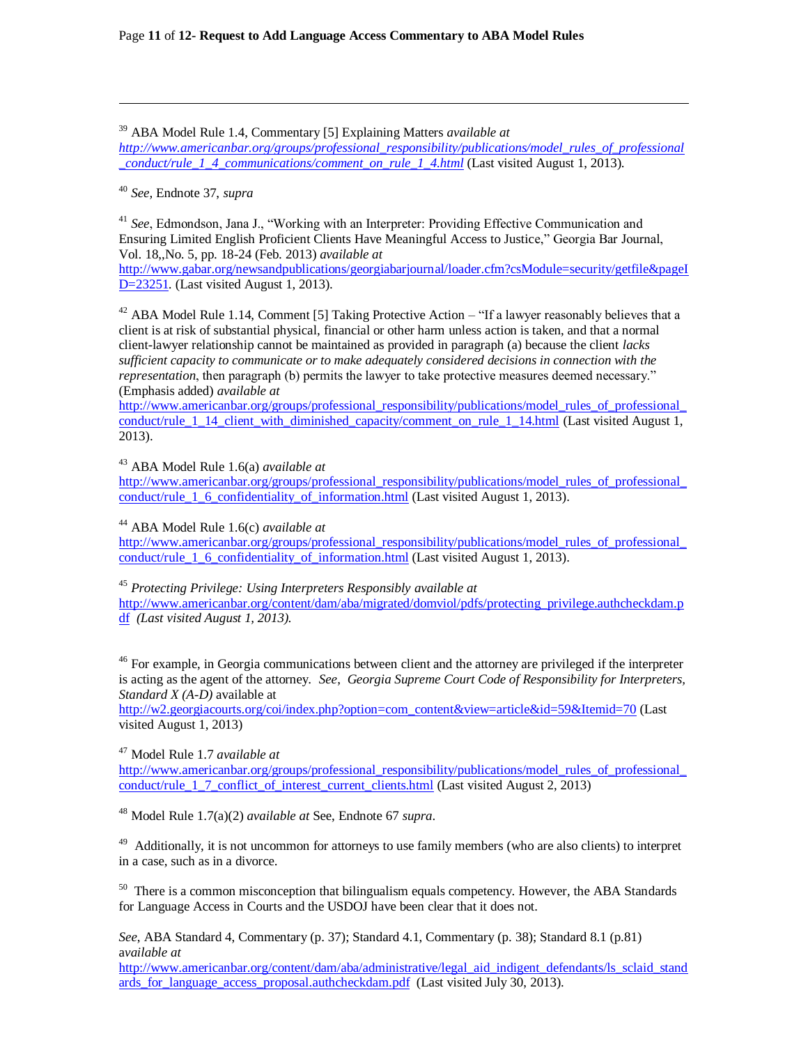[39] ABA Model Rule 1.4, Commentary [5] Explaining Matters *available at* *http://www.americanbar.org/groups/professional_responsibility/publications/model_rules_of_professional_conduct/rule_1_4_communications/comment_on_rule_1_4.html* (Last visited August 1, 2013).

[40] *See,* Endnote 37, *supra*

[41] *See*, Edmondson, Jana J., "Working with an Interpreter: Providing Effective Communication and Ensuring Limited English Proficient Clients Have Meaningful Access to Justice," Georgia Bar Journal, Vol. 18,,No. 5, pp. 18-24 (Feb. 2013) *available at* http://www.gabar.org/newsandpublications/georgiabarjournal/loader.cfm?csModule=security/getfile&pageID=23251. (Last visited August 1, 2013).

[42] ABA Model Rule 1.14, Comment [5] Taking Protective Action – "If a lawyer reasonably believes that a client is at risk of substantial physical, financial or other harm unless action is taken, and that a normal client-lawyer relationship cannot be maintained as provided in paragraph (a) because the client *lacks sufficient capacity to communicate or to make adequately considered decisions in connection with the representation*, then paragraph (b) permits the lawyer to take protective measures deemed necessary." (Emphasis added) *available at* http://www.americanbar.org/groups/professional_responsibility/publications/model_rules_of_professional_conduct/rule_1_14_client_with_diminished_capacity/comment_on_rule_1_14.html (Last visited August 1, 2013).

[43] ABA Model Rule 1.6(a) *available at* http://www.americanbar.org/groups/professional_responsibility/publications/model_rules_of_professional_conduct/rule_1_6_confidentiality_of_information.html (Last visited August 1, 2013).

[44] ABA Model Rule 1.6(c) *available at* http://www.americanbar.org/groups/professional_responsibility/publications/model_rules_of_professional_conduct/rule_1_6_confidentiality_of_information.html (Last visited August 1, 2013).

[45] *Protecting Privilege: Using Interpreters Responsibly available at* http://www.americanbar.org/content/dam/aba/migrated/domviol/pdfs/protecting_privilege.authcheckdam.pdf *(Last visited August 1, 2013).*

[46] For example, in Georgia communications between client and the attorney are privileged if the interpreter is acting as the agent of the attorney. *See*, *Georgia Supreme Court Code of Responsibility for Interpreters, Standard X (A-D)* available at http://w2.georgiacourts.org/coi/index.php?option=com_content&view=article&id=59&Itemid=70 (Last visited August 1, 2013)

[47] Model Rule 1.7 *available at* http://www.americanbar.org/groups/professional_responsibility/publications/model_rules_of_professional_conduct/rule_1_7_conflict_of_interest_current_clients.html (Last visited August 2, 2013)

[48] Model Rule 1.7(a)(2) *available at* See, Endnote 67 *supra*.

[49] Additionally, it is not uncommon for attorneys to use family members (who are also clients) to interpret in a case, such as in a divorce.

[50] There is a common misconception that bilingualism equals competency. However, the ABA Standards for Language Access in Courts and the USDOJ have been clear that it does not.

*See*, ABA Standard 4, Commentary (p. 37); Standard 4.1, Commentary (p. 38); Standard 8.1 (p.81) *available at* http://www.americanbar.org/content/dam/aba/administrative/legal_aid_indigent_defendants/ls_sclaid_standards_for_language_access_proposal.authcheckdam.pdf (Last visited July 30, 2013).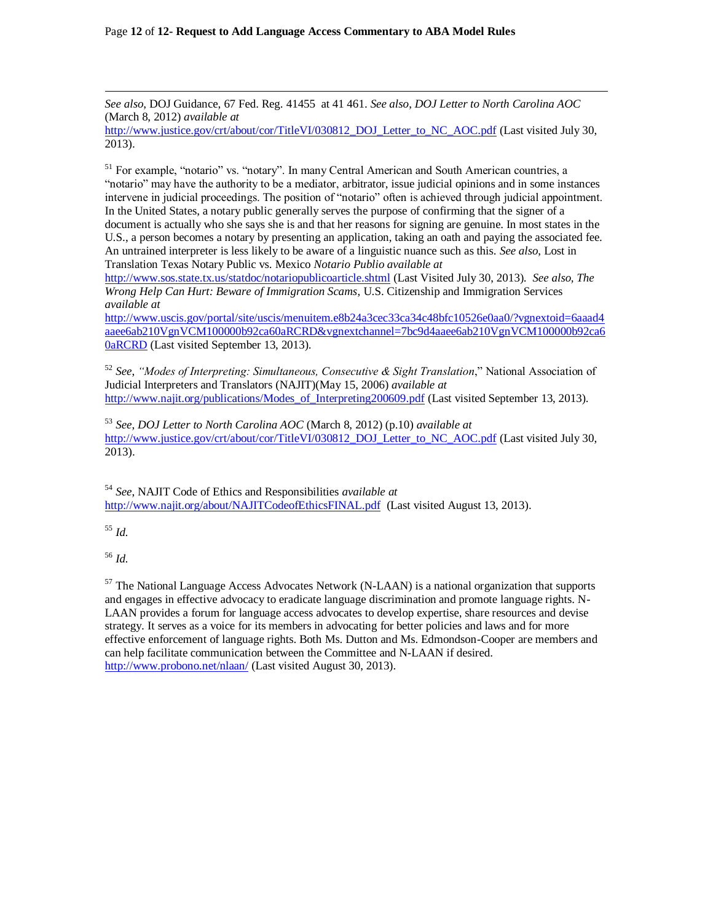*See also*, DOJ Guidance, 67 Fed. Reg. 41455 at 41 461. *See also*, *DOJ Letter to North Carolina AOC* (March 8, 2012) *available at* http://www.justice.gov/crt/about/cor/TitleVI/030812_DOJ_Letter_to_NC_AOC.pdf (Last visited July 30, 2013).

[51] For example, "notario" vs. "notary". In many Central American and South American countries, a "notario" may have the authority to be a mediator, arbitrator, issue judicial opinions and in some instances intervene in judicial proceedings. The position of "notario" often is achieved through judicial appointment. In the United States, a notary public generally serves the purpose of confirming that the signer of a document is actually who she says she is and that her reasons for signing are genuine. In most states in the U.S., a person becomes a notary by presenting an application, taking an oath and paying the associated fee. An untrained interpreter is less likely to be aware of a linguistic nuance such as this. *See also*, Lost in Translation Texas Notary Public vs. Mexico *Notario Publio available at* http://www.sos.state.tx.us/statdoc/notariopublicoarticle.shtml (Last Visited July 30, 2013). *See also, The Wrong Help Can Hurt: Beware of Immigration Scams*, U.S. Citizenship and Immigration Services *available at* http://www.uscis.gov/portal/site/uscis/menuitem.e8b24a3cec33ca34c48bfc10526e0aa0/?vgnextoid=6aaad4aaee6ab210VgnVCM100000b92ca60aRCRD&vgnextchannel=7bc9d4aaee6ab210VgnVCM100000b92ca60aRCRD (Last visited September 13, 2013).

[52] *See*, *"Modes of Interpreting: Simultaneous, Consecutive & Sight Translation*," National Association of Judicial Interpreters and Translators (NAJIT)(May 15, 2006) *available at* http://www.najit.org/publications/Modes_of_Interpreting200609.pdf (Last visited September 13, 2013).

[53] *See, DOJ Letter to North Carolina AOC* (March 8, 2012) (p.10) *available at* http://www.justice.gov/crt/about/cor/TitleVI/030812_DOJ_Letter_to_NC_AOC.pdf (Last visited July 30, 2013).

[54] *See*, NAJIT Code of Ethics and Responsibilities *available at* http://www.najit.org/about/NAJITCodeofEthicsFINAL.pdf (Last visited August 13, 2013).

[55] *Id.*

[56] *Id.*

[57] The National Language Access Advocates Network (N-LAAN) is a national organization that supports and engages in effective advocacy to eradicate language discrimination and promote language rights. N-LAAN provides a forum for language access advocates to develop expertise, share resources and devise strategy. It serves as a voice for its members in advocating for better policies and laws and for more effective enforcement of language rights. Both Ms. Dutton and Ms. Edmondson-Cooper are members and can help facilitate communication between the Committee and N-LAAN if desired. http://www.probono.net/nlaan/ (Last visited August 30, 2013).